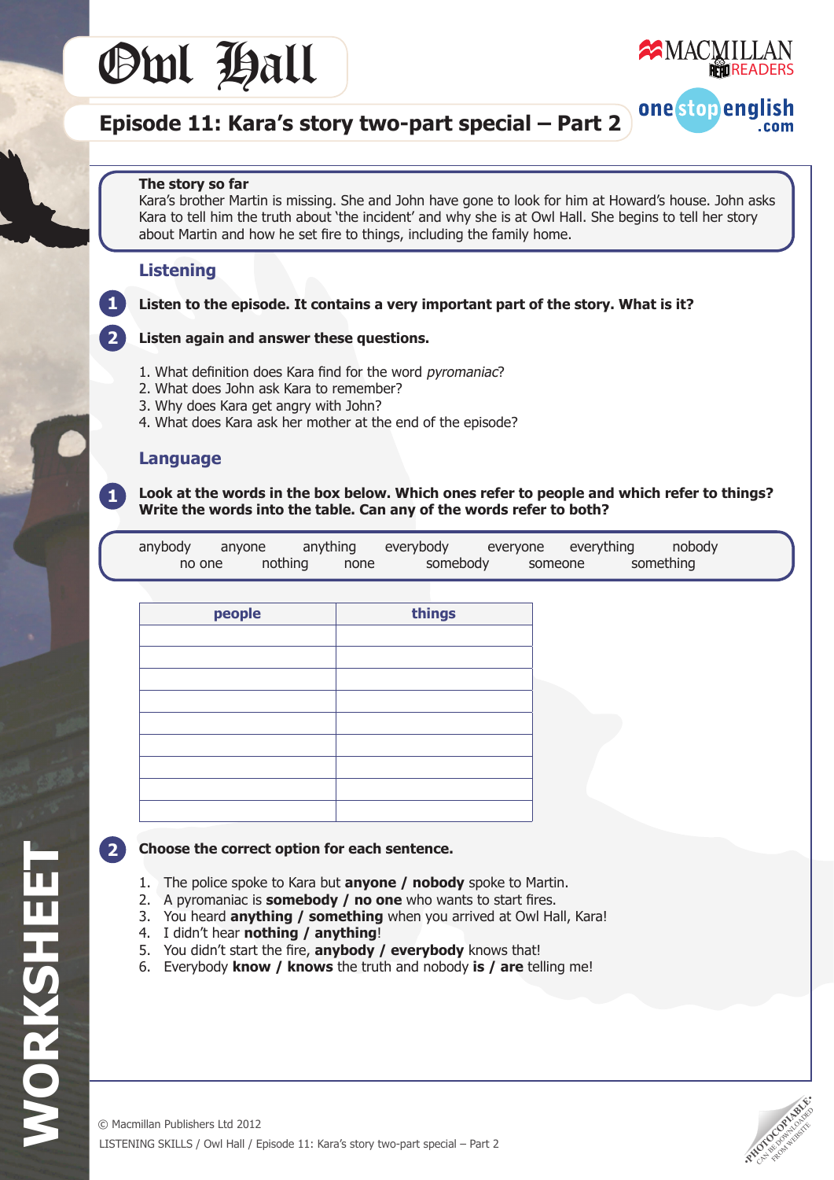# Owl Hall

## Episode 11: Kara's story two-part special – Part 2

**The story so far**
Kara's brother Martin is missing. She and John have gone to look for him at Howard's house. John asks Kara to tell him the truth about 'the incident' and why she is at Owl Hall. She begins to tell her story about Martin and how he set fire to things, including the family home.

### Listening

**1** **Listen to the episode. It contains a very important part of the story. What is it?**

**2** **Listen again and answer these questions.**

1. What definition does Kara find for the word *pyromaniac*?
2. What does John ask Kara to remember?
3. Why does Kara get angry with John?
4. What does Kara ask her mother at the end of the episode?

### Language

**1** **Look at the words in the box below. Which ones refer to people and which refer to things? Write the words into the table. Can any of the words refer to both?**

anybody anyone anything everybody everyone everything nobody no one nothing none somebody someone something

| people | things |
|---|---|
| | |
| | |
| | |
| | |
| | |
| | |
| | |
| | |
| | |

**2** **Choose the correct option for each sentence.**

1. The police spoke to Kara but **anyone / nobody** spoke to Martin.
2. A pyromaniac is **somebody / no one** who wants to start fires.
3. You heard **anything / something** when you arrived at Owl Hall, Kara!
4. I didn't hear **nothing / anything**!
5. You didn't start the fire, **anybody / everybody** knows that!
6. Everybody **know / knows** the truth and nobody **is / are** telling me!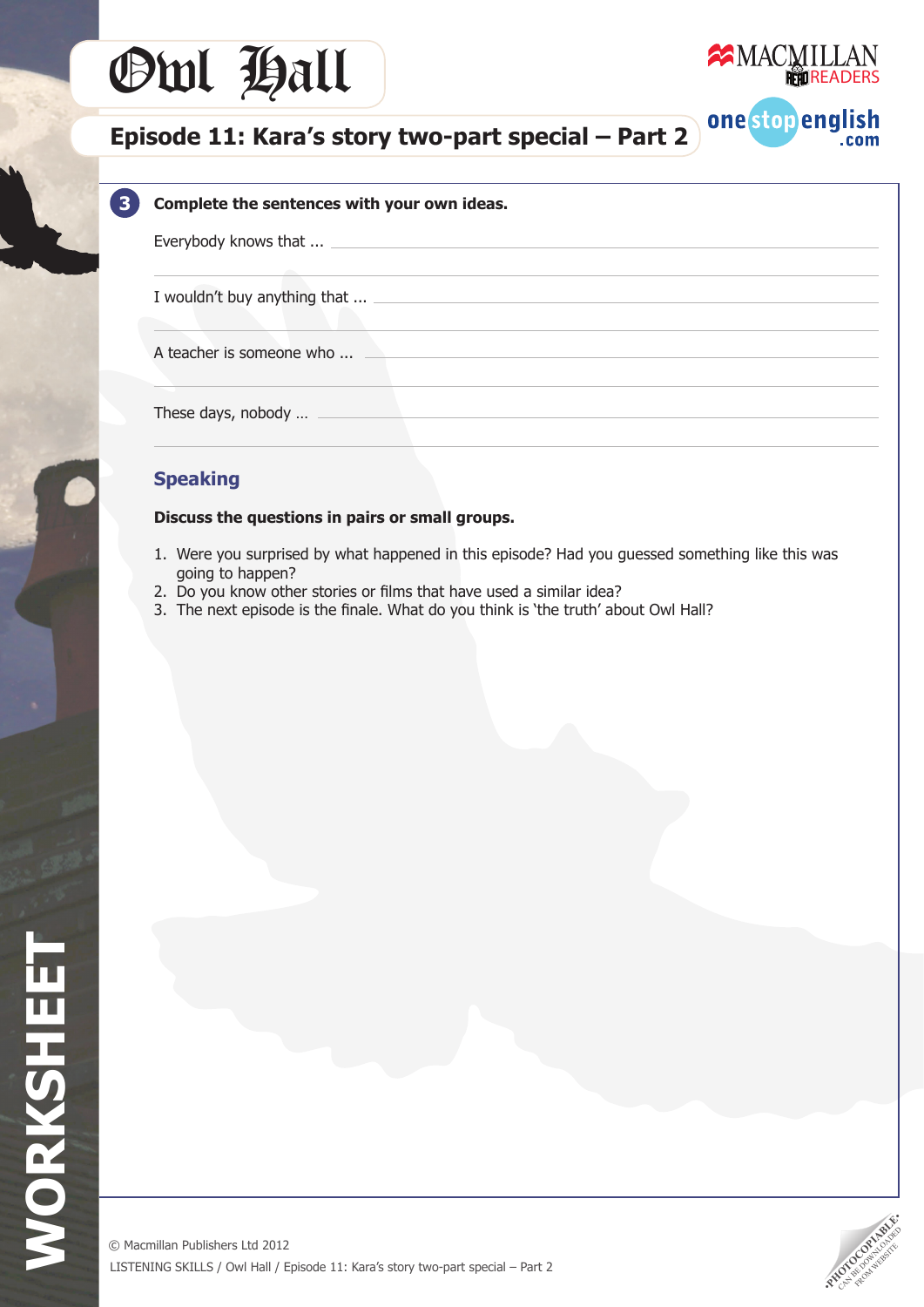# Owl Hall

## Episode 11: Kara's story two-part special – Part 2

**3** **Complete the sentences with your own ideas.**

Everybody knows that ... \_\_\_\_\_\_\_\_\_\_\_\_\_\_\_\_\_\_\_\_\_\_\_\_\_\_\_\_\_\_\_\_\_\_\_\_\_\_\_\_

I wouldn't buy anything that ... \_\_\_\_\_\_\_\_\_\_\_\_\_\_\_\_\_\_\_\_\_\_\_\_\_\_\_\_\_\_\_\_\_\_\_\_

A teacher is someone who ... \_\_\_\_\_\_\_\_\_\_\_\_\_\_\_\_\_\_\_\_\_\_\_\_\_\_\_\_\_\_\_\_\_\_\_\_\_

These days, nobody ... \_\_\_\_\_\_\_\_\_\_\_\_\_\_\_\_\_\_\_\_\_\_\_\_\_\_\_\_\_\_\_\_\_\_\_\_\_\_\_\_\_\_

### Speaking

**Discuss the questions in pairs or small groups.**

1. Were you surprised by what happened in this episode? Had you guessed something like this was going to happen?
2. Do you know other stories or films that have used a similar idea?
3. The next episode is the finale. What do you think is 'the truth' about Owl Hall?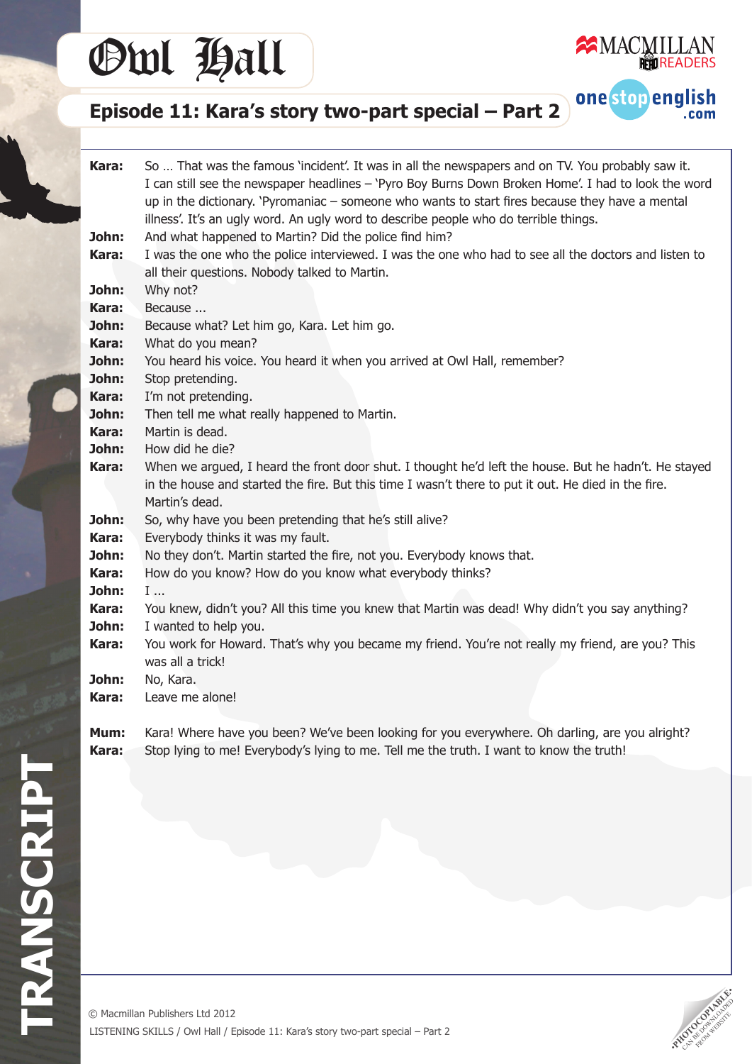# Owl Hall

## Episode 11: Kara's story two-part special – Part 2

**Kara:** So … That was the famous 'incident'. It was in all the newspapers and on TV. You probably saw it. I can still see the newspaper headlines – 'Pyro Boy Burns Down Broken Home'. I had to look the word up in the dictionary. 'Pyromaniac – someone who wants to start fires because they have a mental illness'. It's an ugly word. An ugly word to describe people who do terrible things.

**John:** And what happened to Martin? Did the police find him?

**Kara:** I was the one who the police interviewed. I was the one who had to see all the doctors and listen to all their questions. Nobody talked to Martin.

**John:** Why not?

**Kara:** Because ...

**John:** Because what? Let him go, Kara. Let him go.

**Kara:** What do you mean?

**John:** You heard his voice. You heard it when you arrived at Owl Hall, remember?

**John:** Stop pretending.

**Kara:** I'm not pretending.

**John:** Then tell me what really happened to Martin.

**Kara:** Martin is dead.

**John:** How did he die?

**Kara:** When we argued, I heard the front door shut. I thought he'd left the house. But he hadn't. He stayed in the house and started the fire. But this time I wasn't there to put it out. He died in the fire. Martin's dead.

**John:** So, why have you been pretending that he's still alive?

**Kara:** Everybody thinks it was my fault.

**John:** No they don't. Martin started the fire, not you. Everybody knows that.

**Kara:** How do you know? How do you know what everybody thinks?

**John:** I ...

**Kara:** You knew, didn't you? All this time you knew that Martin was dead! Why didn't you say anything?

**John:** I wanted to help you.

**Kara:** You work for Howard. That's why you became my friend. You're not really my friend, are you? This was all a trick!

**John:** No, Kara.

**Kara:** Leave me alone!

**Mum:** Kara! Where have you been? We've been looking for you everywhere. Oh darling, are you alright?

**Kara:** Stop lying to me! Everybody's lying to me. Tell me the truth. I want to know the truth!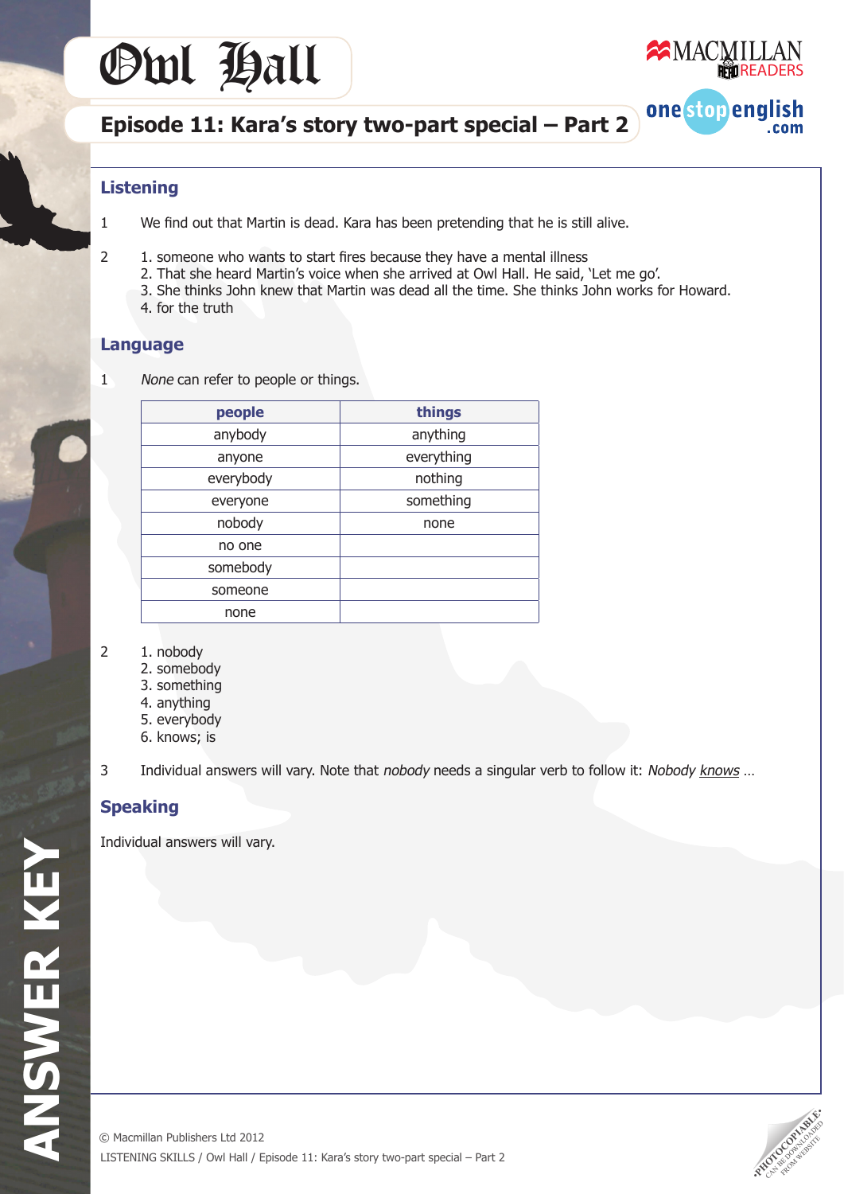# Owl Hall

## Episode 11: Kara's story two-part special – Part 2

## Listening

1 We find out that Martin is dead. Kara has been pretending that he is still alive.

2
1. someone who wants to start fires because they have a mental illness
2. That she heard Martin's voice when she arrived at Owl Hall. He said, 'Let me go'.
3. She thinks John knew that Martin was dead all the time. She thinks John works for Howard.
4. for the truth

## Language

1 *None* can refer to people or things.

| people | things |
|---|---|
| anybody | anything |
| anyone | everything |
| everybody | nothing |
| everyone | something |
| nobody | none |
| no one | |
| somebody | |
| someone | |
| none | |

2
1. nobody
2. somebody
3. something
4. anything
5. everybody
6. knows; is

3 Individual answers will vary. Note that *nobody* needs a singular verb to follow it: *Nobody <u>knows</u>* …

## Speaking

Individual answers will vary.

ANSWER KEY

© Macmillan Publishers Ltd 2012
LISTENING SKILLS / Owl Hall / Episode 11: Kara's story two-part special – Part 2